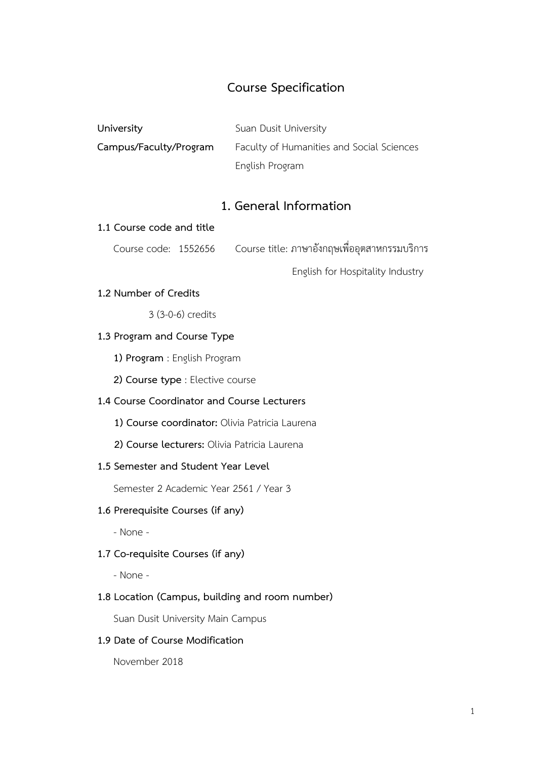# Course Specification

**University** Suan Dusit University

**Campus/Faculty/Program** Faculty of Humanities and Social Sciences

English Program

## 1. General Information

### 1.1 Course code and title

Course code: 1552656 Course title: ภาษาอังกฤษเพื่ออุตสาหกรรมบริการ

English for Hospitality Industry

### 1.2 Number of Credits

3 (3-0-6) credits

### 1.3 Program and Course Type

**1) Program** : English Program

**2) Course type** : Elective course

### 1.4 Course Coordinator and Course Lecturers

**1) Course coordinator:** Olivia Patricia Laurena

**2) Course lecturers:** Olivia Patricia Laurena

### 1.5 Semester and Student Year Level

Semester 2 Academic Year 2561 / Year 3

### 1.6 Prerequisite Courses (if any)

- None -

### 1.7 Co-requisite Courses (if any)

- None -

### 1.8 Location (Campus, building and room number)

Suan Dusit University Main Campus

### 1.9 Date of Course Modification

November 2018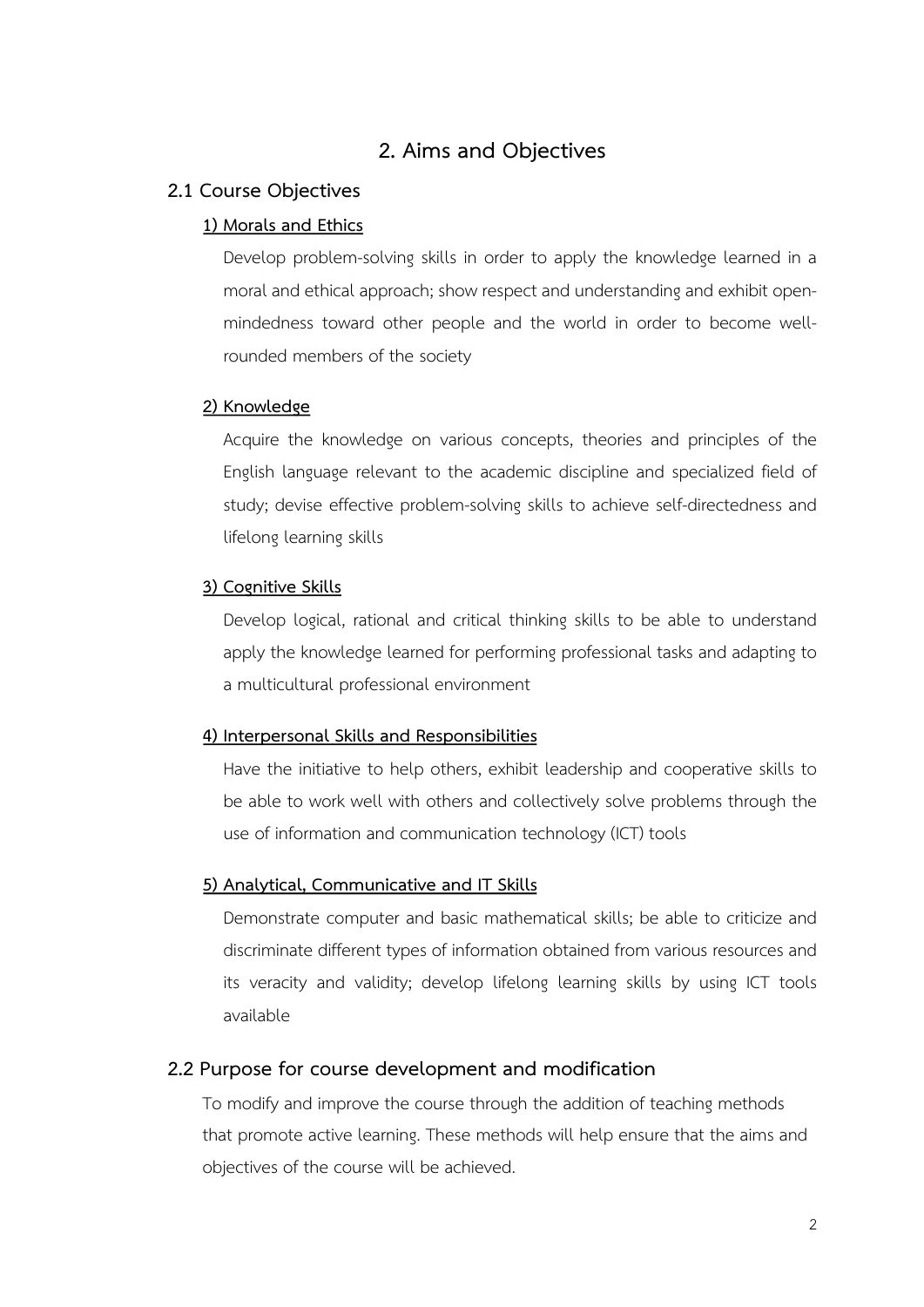# 2. Aims and Objectives

## 2.1 Course Objectives

**1) Morals and Ethics**

Develop problem-solving skills in order to apply the knowledge learned in a moral and ethical approach; show respect and understanding and exhibit open-mindedness toward other people and the world in order to become well-rounded members of the society

**2) Knowledge**

Acquire the knowledge on various concepts, theories and principles of the English language relevant to the academic discipline and specialized field of study; devise effective problem-solving skills to achieve self-directedness and lifelong learning skills

**3) Cognitive Skills**

Develop logical, rational and critical thinking skills to be able to understand apply the knowledge learned for performing professional tasks and adapting to a multicultural professional environment

**4) Interpersonal Skills and Responsibilities**

Have the initiative to help others, exhibit leadership and cooperative skills to be able to work well with others and collectively solve problems through the use of information and communication technology (ICT) tools

**5) Analytical, Communicative and IT Skills**

Demonstrate computer and basic mathematical skills; be able to criticize and discriminate different types of information obtained from various resources and its veracity and validity; develop lifelong learning skills by using ICT tools available

## 2.2 Purpose for course development and modification

To modify and improve the course through the addition of teaching methods that promote active learning. These methods will help ensure that the aims and objectives of the course will be achieved.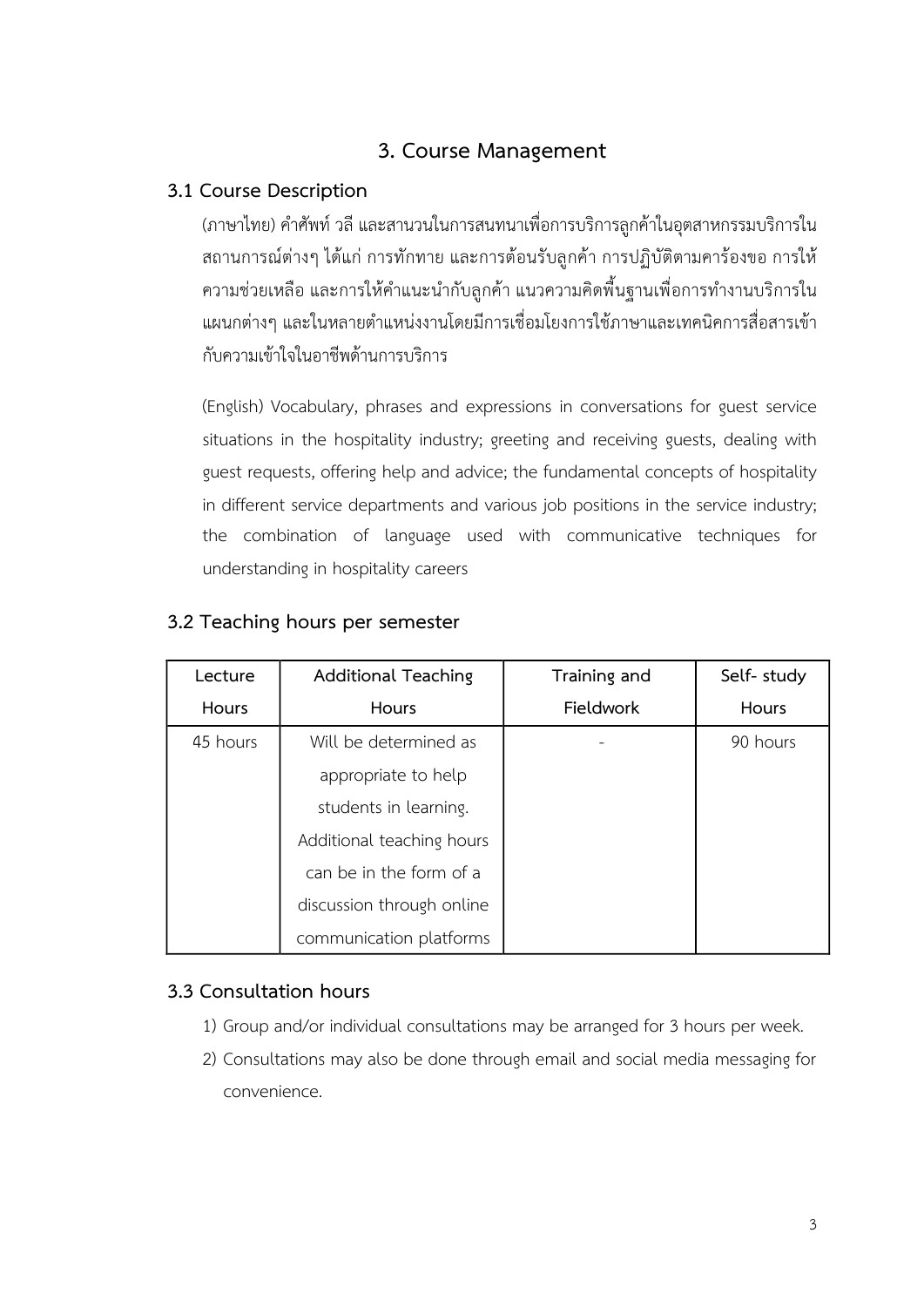## 3. Course Management

### 3.1 Course Description

(ภาษาไทย) คำศัพท์ วลี และสานวนในการสนทนาเพื่อการบริการลูกค้าในอุตสาหกรรมบริการในสถานการณ์ต่างๆ ได้แก่ การทักทาย และการต้อนรับลูกค้า การปฏิบัติตามคาร้องขอ การให้ความช่วยเหลือ และการให้คำแนะนำกับลูกค้า แนวความคิดพื้นฐานเพื่อการทำงานบริการในแผนกต่างๆ และในหลายตำแหน่งงานโดยมีการเชื่อมโยงการใช้ภาษาและเทคนิคการสื่อสารเข้ากับความเข้าใจในอาชีพด้านการบริการ

(English) Vocabulary, phrases and expressions in conversations for guest service situations in the hospitality industry; greeting and receiving guests, dealing with guest requests, offering help and advice; the fundamental concepts of hospitality in different service departments and various job positions in the service industry; the combination of language used with communicative techniques for understanding in hospitality careers

### 3.2 Teaching hours per semester

| Lecture Hours | Additional Teaching Hours | Training and Fieldwork | Self- study Hours |
|---|---|---|---|
| 45 hours | Will be determined as appropriate to help students in learning. Additional teaching hours can be in the form of a discussion through online communication platforms | - | 90 hours |

### 3.3 Consultation hours

1) Group and/or individual consultations may be arranged for 3 hours per week.
2) Consultations may also be done through email and social media messaging for convenience.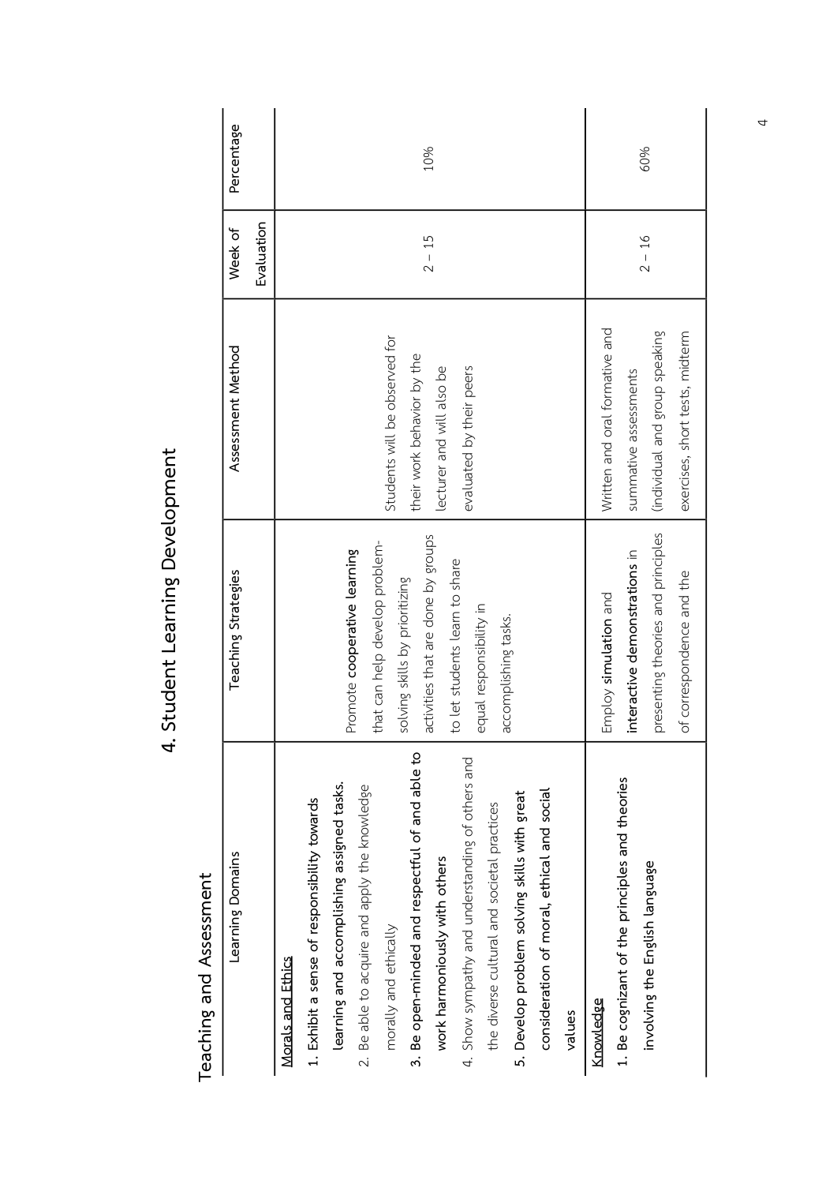# 4. Student Learning Development

## Teaching and Assessment

| Learning Domains | Teaching Strategies | Assessment Method | Week of Evaluation | Percentage |
|---|---|---|---|---|
| Morals and Ethics<br>1. Exhibit a sense of responsibility towards learning and accomplishing assigned tasks.<br>2. Be able to acquire and apply the knowledge morally and ethically<br>**3. Be open-minded and respectful of and able to work harmoniously with others**<br>4. Show sympathy and understanding of others and the diverse cultural and societal practices<br>**5. Develop problem solving skills with great consideration of moral, ethical and social values** | Promote **cooperative learning** that can help develop problem-solving skills by prioritizing activities that are done by groups to let students learn to share equal responsibility in accomplishing tasks. | Students will be observed for their work behavior by the lecturer and will also be evaluated by their peers | 2 – 15 | 10% |
| Knowledge<br>**1. Be cognizant of the principles and theories involving the English language** | Employ **simulation** and **interactive demonstrations** in presenting theories and principles of correspondence and the | Written and oral formative and summative assessments (individual and group speaking exercises, short tests, midterm | 2 – 16 | 60% |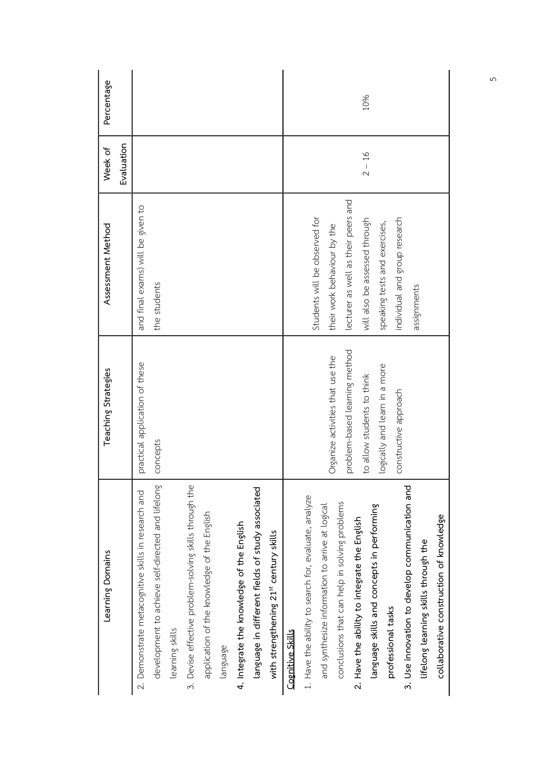| Learning Domains | Teaching Strategies | Assessment Method | Week of Evaluation | Percentage |
|---|---|---|---|---|
| 2. Demonstrate metacognitive skills in research and development to achieve self-directed and lifelong learning skills<br>3. Devise effective problem-solving skills through the application of the knowledge of the English language<br>**4. Integrate the knowledge of the English language in different fields of study associated with strengthening 21st century skills** | practical application of these concepts | and final exams) will be given to the students | | |
| <u>Cognitive Skills</u><br>1. Have the ability to search for, evaluate, analyze and synthesize information to arrive at logical conclusions that can help in solving problems<br>**2. Have the ability to integrate the English language skills and concepts in performing professional tasks**<br>**3. Use innovation to develop communication and lifelong learning skills through the collaborative construction of knowledge** | Organize activities that use the problem-based learning method to allow students to think logically and learn in a more constructive approach | Students will be observed for their work behaviour by the lecturer as well as their peers and will also be assessed through speaking tests and exercises, individual and group research assignments | 2 – 16 | 10% |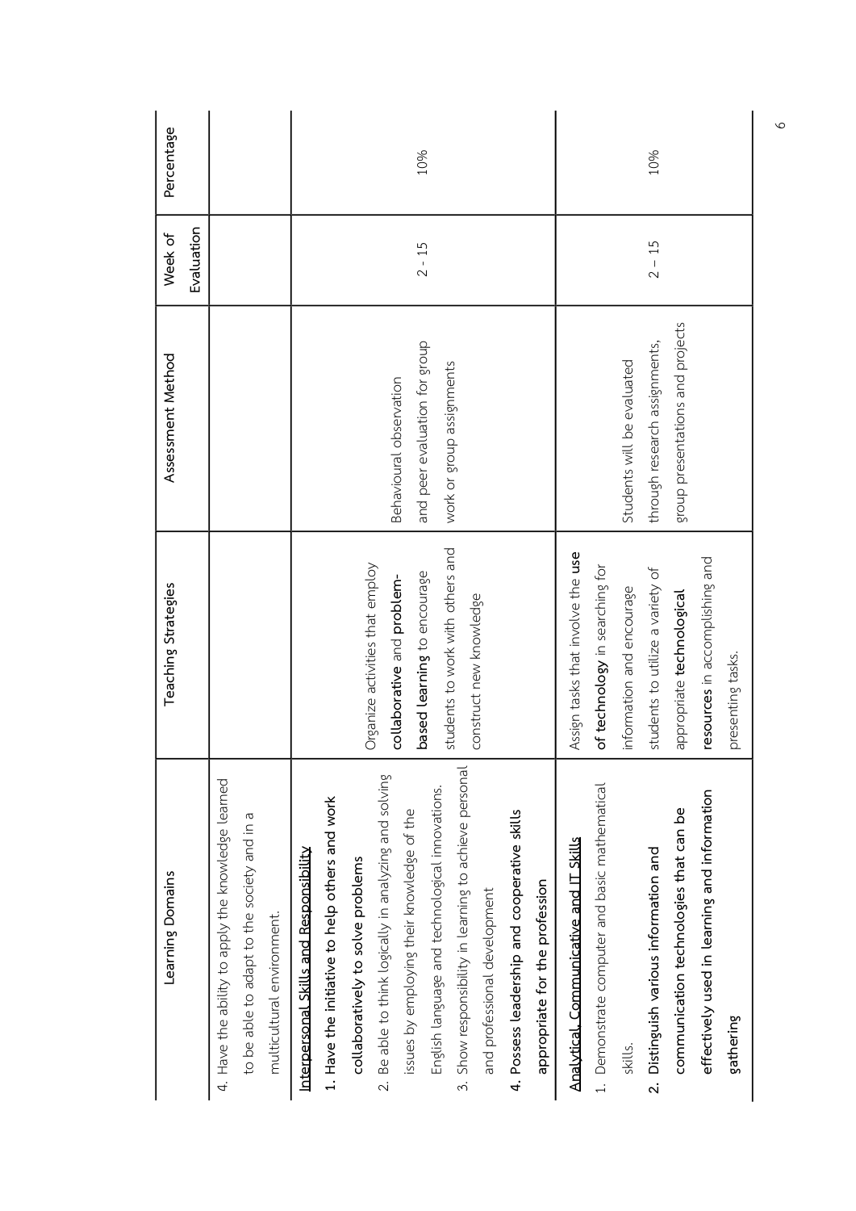| Learning Domains | Teaching Strategies | Assessment Method | Week of Evaluation | Percentage |
|---|---|---|---|---|
| 4. Have the ability to apply the knowledge learned to be able to adapt to the society and in a multicultural environment. | | | | |
| <u>Interpersonal Skills and Responsibility</u><br>**1. Have the initiative to help others and work collaboratively to solve problems**<br>2. Be able to think logically in analyzing and solving issues by employing their knowledge of the English language and technological innovations.<br>3. Show responsibility in learning to achieve personal and professional development<br>**4. Possess leadership and cooperative skills appropriate for the profession** | Organize activities that employ **collaborative** and **problem-based learning** to encourage students to work with others and construct new knowledge | Behavioural observation and peer evaluation for group work or group assignments | 2 - 15 | 10% |
| <u>Analytical, Communicative and IT Skills</u><br>1. Demonstrate computer and basic mathematical skills.<br>**2. Distinguish various information and communication technologies that can be effectively used in learning and information gathering** | Assign tasks that involve the **use of technology** in searching for information and encourage students to utilize a variety of appropriate **technological resources** in accomplishing and presenting tasks. | Students will be evaluated through research assignments, group presentations and projects | 2 – 15 | 10% |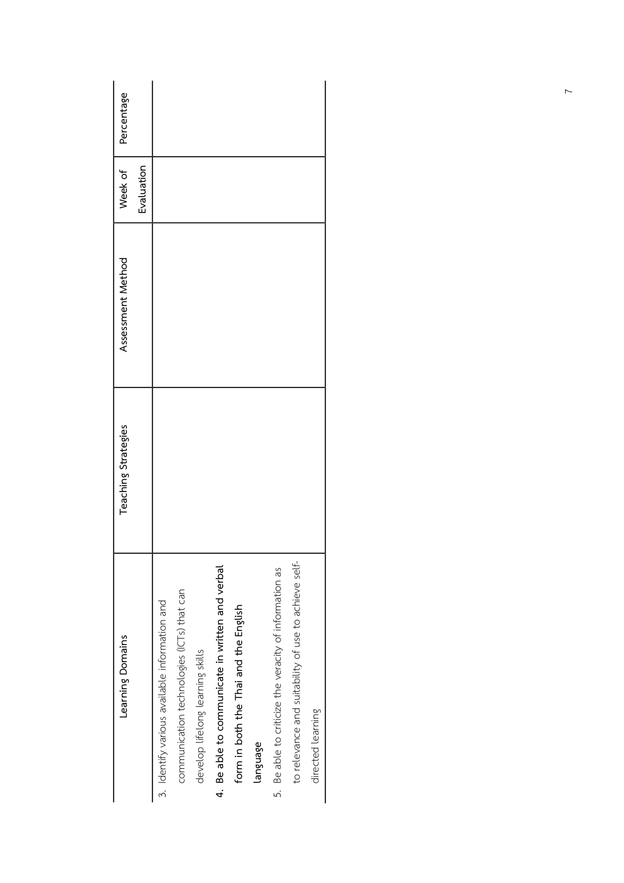| Learning Domains | Teaching Strategies | Assessment Method | Week of Evaluation | Percentage |
|---|---|---|---|---|
| 3. Identify various available information and communication technologies (ICTs) that can develop lifelong learning skills<br>**4. Be able to communicate in written and verbal form in both the Thai and the English language**<br>5. Be able to criticize the veracity of information as to relevance and suitability of use to achieve self-directed learning | | | | |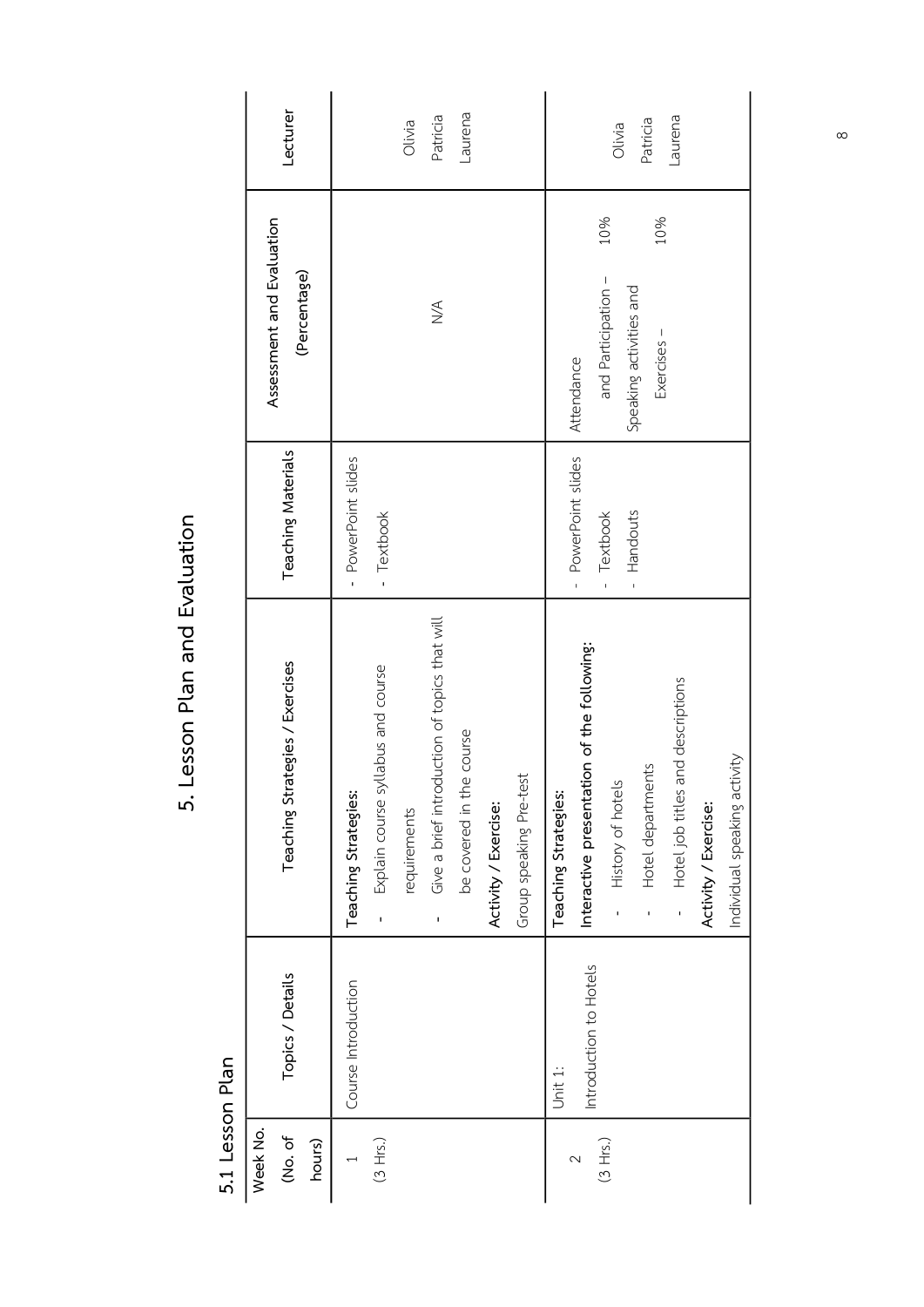# 5. Lesson Plan and Evaluation

## 5.1 Lesson Plan

| Week No. (No. of hours) | Topics / Details | Teaching Strategies / Exercises | Teaching Materials | Assessment and Evaluation (Percentage) | Lecturer |
|---|---|---|---|---|---|
| 1 (3 Hrs.) | Course Introduction | **Teaching Strategies:**<br>- Explain course syllabus and course requirements<br>- Give a brief introduction of topics that will be covered in the course<br>**Activity / Exercise:**<br>Group speaking Pre-test | - PowerPoint slides<br>- Textbook | N/A | Olivia<br>Patricia<br>Laurena |
| 2 (3 Hrs.) | Unit 1:<br>Introduction to Hotels | **Teaching Strategies:**<br>**Interactive presentation of the following:**<br>- History of hotels<br>- Hotel departments<br>- Hotel job titles and descriptions<br>**Activity / Exercise:**<br>Individual speaking activity | - PowerPoint slides<br>- Textbook<br>- Handouts | Attendance and Participation – 10%<br>Speaking activities and Exercises – 10% | Olivia<br>Patricia<br>Laurena |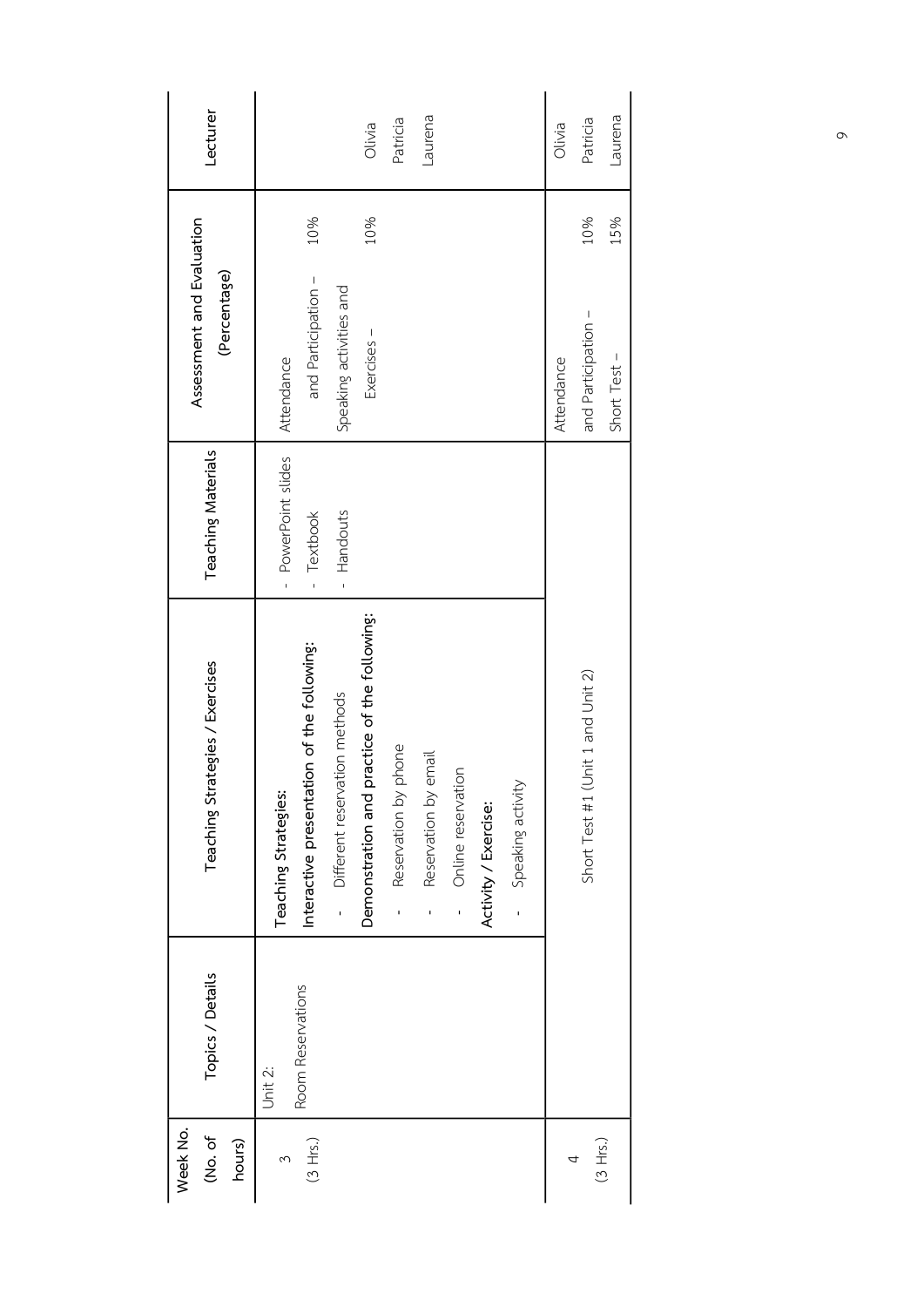| Week No. (No. of hours) | Topics / Details | Teaching Strategies / Exercises | Teaching Materials | Assessment and Evaluation (Percentage) | Lecturer |
|---|---|---|---|---|---|
| 3 (3 Hrs.) | Unit 2: Room Reservations | **Teaching Strategies:**<br>**Interactive presentation of the following:**<br>- Different reservation methods<br>**Demonstration and practice of the following:**<br>- Reservation by phone<br>- Reservation by email<br>- Online reservation<br>**Activity / Exercise:**<br>- Speaking activity | - PowerPoint slides<br>- Textbook<br>- Handouts | Attendance and Participation – 10%<br>Speaking activities and Exercises – 10% | Olivia<br>Patricia<br>Laurena |
| 4 (3 Hrs.) | Short Test #1 (Unit 1 and Unit 2) | | | Attendance and Participation – 10%<br>Short Test – 15% | Olivia<br>Patricia<br>Laurena |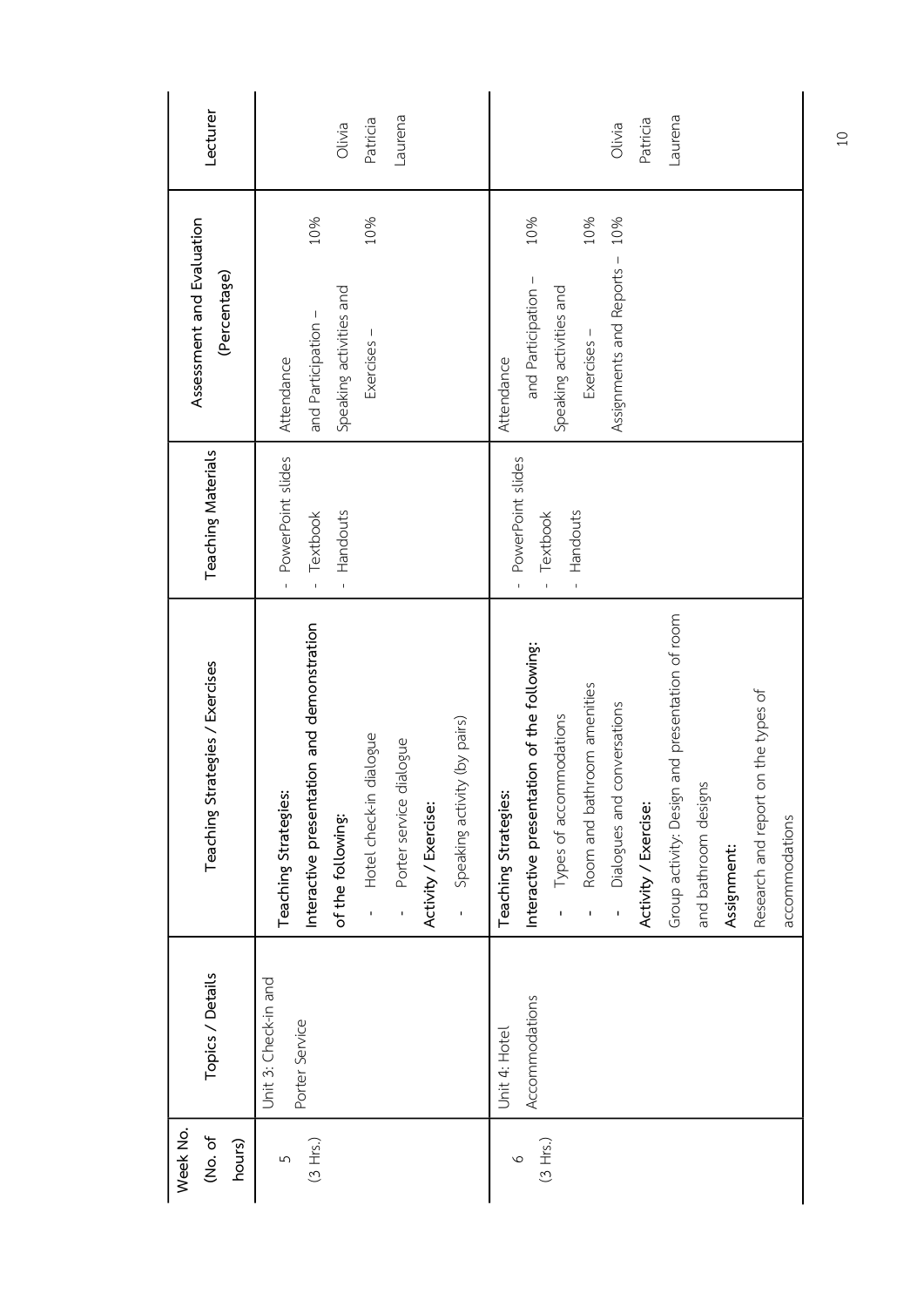| Week No. (No. of hours) | Topics / Details | Teaching Strategies / Exercises | Teaching Materials | Assessment and Evaluation (Percentage) | Lecturer |
|---|---|---|---|---|---|
| 5 (3 Hrs.) | Unit 3: Check-in and Porter Service | **Teaching Strategies:** **Interactive presentation and demonstration of the following:** - Hotel check-in dialogue - Porter service dialogue **Activity / Exercise:** - Speaking activity (by pairs) | - PowerPoint slides - Textbook - Handouts | Attendance and Participation – 10% Speaking activities and Exercises – 10% | Olivia Patricia Laurena |
| 6 (3 Hrs.) | Unit 4: Hotel Accommodations | **Teaching Strategies:** **Interactive presentation of the following:** - Types of accommodations - Room and bathroom amenities - Dialogues and conversations **Activity / Exercise:** Group activity: Design and presentation of room and bathroom designs **Assignment:** Research and report on the types of accommodations | - PowerPoint slides - Textbook - Handouts | Attendance and Participation – 10% Speaking activities and Exercises – 10% Assignments and Reports – 10% | Olivia Patricia Laurena |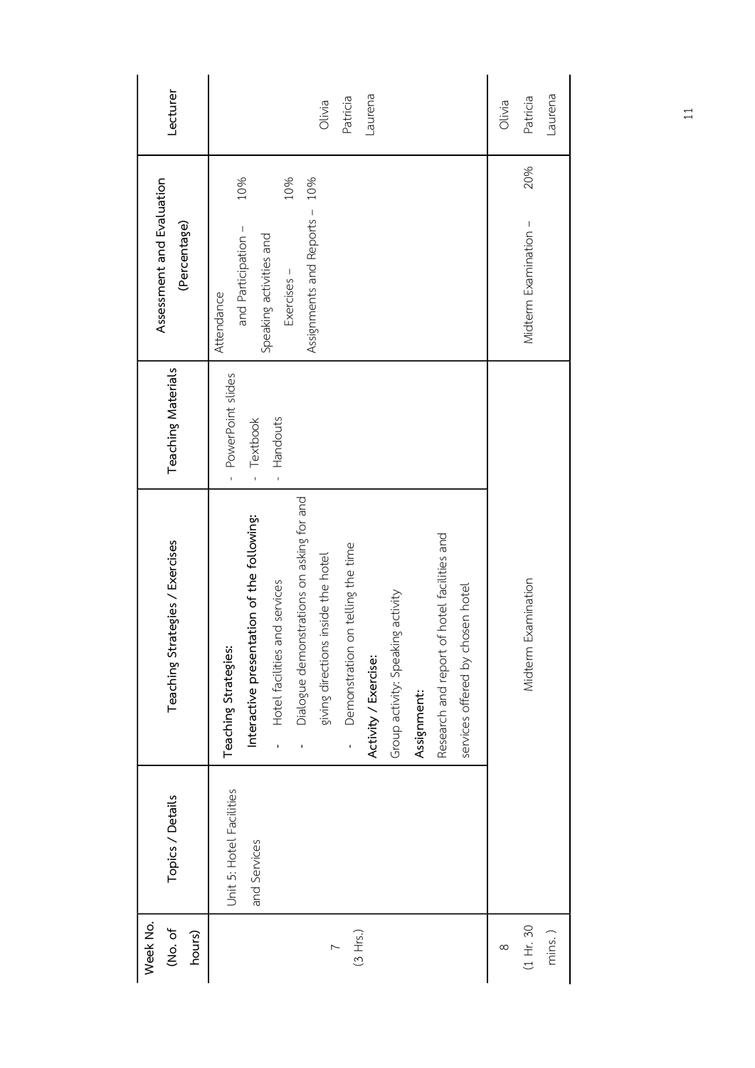| Week No. (No. of hours) | Topics / Details | Teaching Strategies / Exercises | Teaching Materials | Assessment and Evaluation (Percentage) | Lecturer |
|---|---|---|---|---|---|
| 7 (3 Hrs.) | Unit 5: Hotel Facilities and Services | **Teaching Strategies:** **Interactive presentation of the following:** - Hotel facilities and services - Dialogue demonstrations on asking for and giving directions inside the hotel - Demonstration on telling the time **Activity / Exercise:** Group activity: Speaking activity **Assignment:** Research and report of hotel facilities and services offered by chosen hotel | - PowerPoint slides - Textbook - Handouts | Attendance and Participation – 10% Speaking activities and Exercises – 10% Assignments and Reports – 10% | Olivia Patricia Laurena |
| 8 (1 Hr. 30 mins.) | Midterm Examination | | | Midterm Examination – 20% | Olivia Patricia Laurena |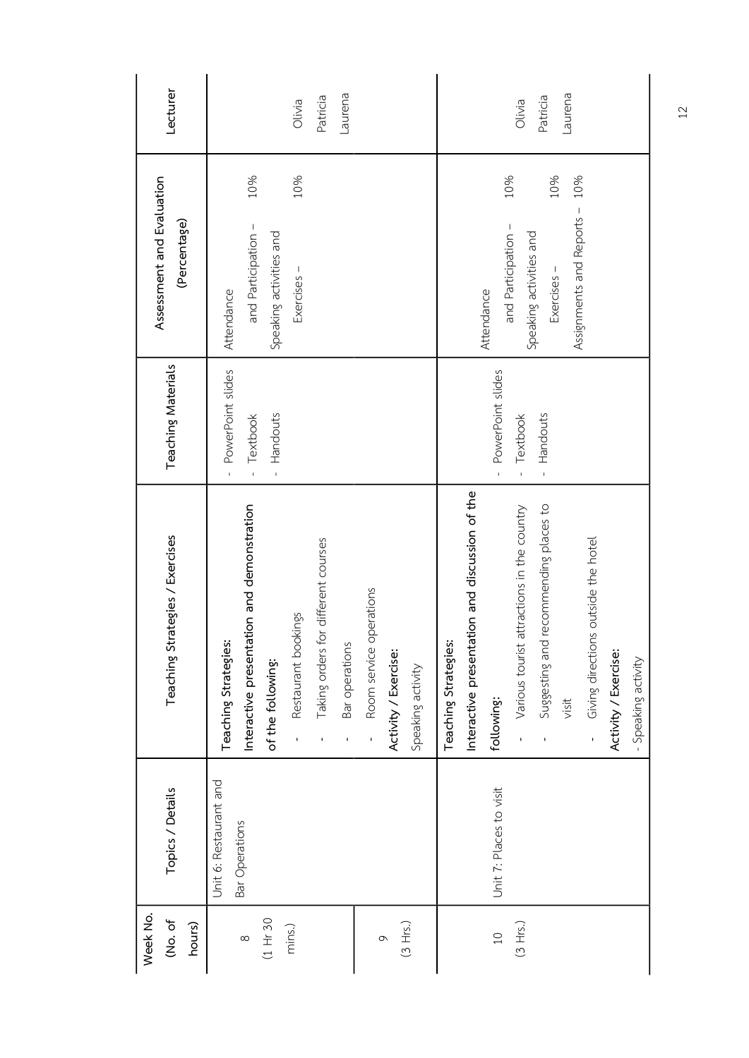| Week No. (No. of hours) | Topics / Details | Teaching Strategies / Exercises | Teaching Materials | Assessment and Evaluation (Percentage) | Lecturer |
|---|---|---|---|---|---|
| 8 (1 Hr 30 mins.) | Unit 6: Restaurant and Bar Operations | **Teaching Strategies:** **Interactive presentation and demonstration of the following:** - Restaurant bookings - Taking orders for different courses - Bar operations - Room service operations **Activity / Exercise:** Speaking activity | - PowerPoint slides - Textbook - Handouts | Attendance and Participation – 10% Speaking activities and Exercises – 10% | Olivia Patricia Laurena |
| 9 (3 Hrs.) | | | | | |
| 10 (3 Hrs.) | Unit 7: Places to visit | **Teaching Strategies:** **Interactive presentation and discussion of the following:** - Various tourist attractions in the country - Suggesting and recommending places to visit - Giving directions outside the hotel **Activity / Exercise:** - Speaking activity | - PowerPoint slides - Textbook - Handouts | Attendance and Participation – 10% Speaking activities and Exercises – 10% Assignments and Reports – 10% | Olivia Patricia Laurena |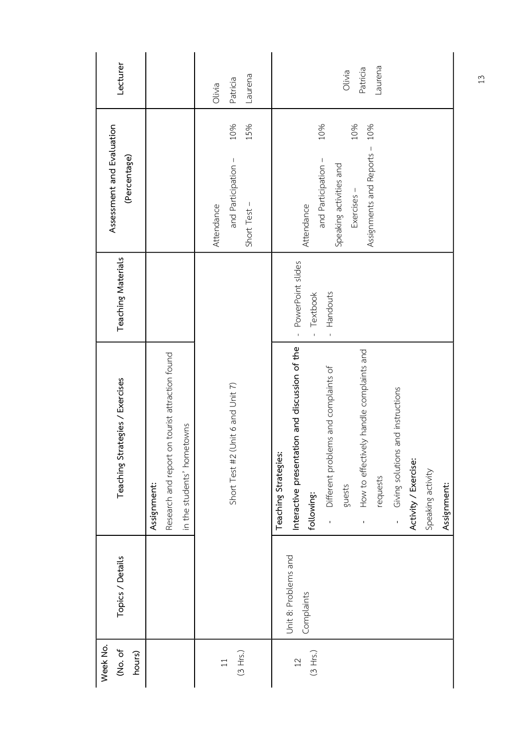| Week No. (No. of hours) | Topics / Details | Teaching Strategies / Exercises | Teaching Materials | Assessment and Evaluation (Percentage) | Lecturer |
|---|---|---|---|---|---|
| | | **Assignment:**<br>Research and report on tourist attraction found in the students' hometowns | | | |
| 11<br>(3 Hrs.) | | Short Test #2 (Unit 6 and Unit 7) | | Attendance and Participation – 10%<br>Short Test – 15% | Olivia<br>Patricia<br>Laurena |
| 12<br>(3 Hrs.) | Unit 8: Problems and Complaints | **Teaching Strategies:**<br>**Interactive presentation and discussion of the following:**<br>- Different problems and complaints of guests<br>- How to effectively handle complaints and requests<br>- Giving solutions and instructions<br>**Activity / Exercise:**<br>Speaking activity<br>**Assignment:** | - PowerPoint slides<br>- Textbook<br>- Handouts | Attendance and Participation – 10%<br>Speaking activities and Exercises – 10%<br>Assignments and Reports – 10% | Olivia<br>Patricia<br>Laurena |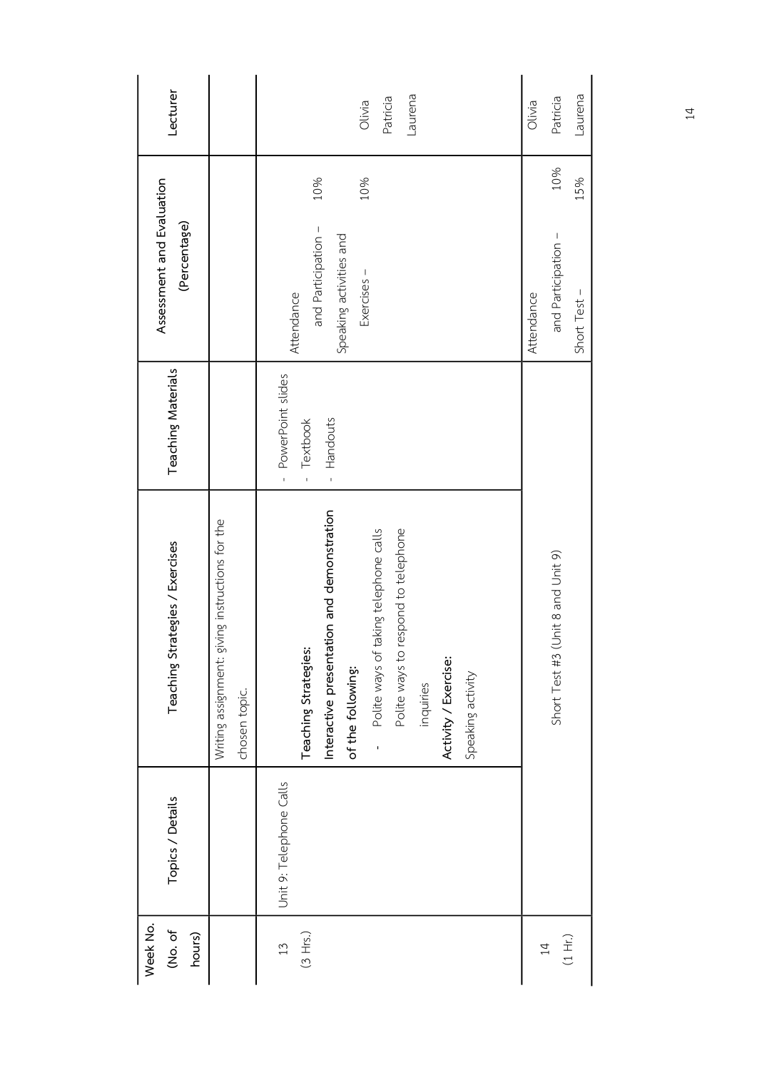| Week No. (No. of hours) | Topics / Details | Teaching Strategies / Exercises | Teaching Materials | Assessment and Evaluation (Percentage) | Lecturer |
|---|---|---|---|---|---|
| | | Writing assignment: giving instructions for the chosen topic. | | | |
| 13 (3 Hrs.) | Unit 9: Telephone Calls | **Teaching Strategies:** **Interactive presentation and demonstration of the following:** - Polite ways of taking telephone calls Polite ways to respond to telephone inquiries **Activity / Exercise:** Speaking activity | - PowerPoint slides - Textbook - Handouts | Attendance and Participation – 10% Speaking activities and Exercises – 10% | Olivia Patricia Laurena |
| 14 (1 Hr.) | | Short Test #3 (Unit 8 and Unit 9) | | Attendance and Participation – 10% Short Test – 15% | Olivia Patricia Laurena |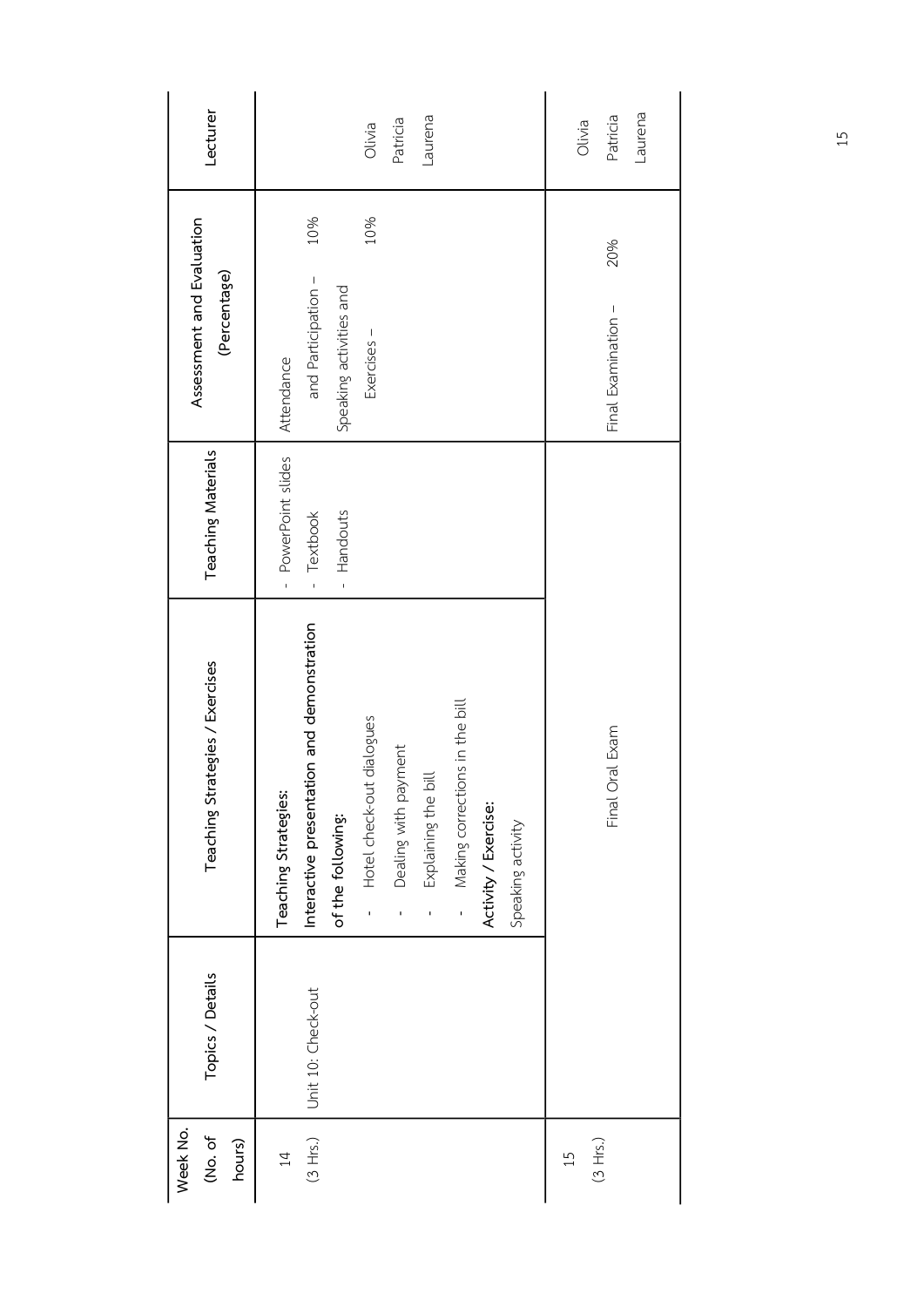| Week No. (No. of hours) | Topics / Details | Teaching Strategies / Exercises | Teaching Materials | Assessment and Evaluation (Percentage) | Lecturer |
|---|---|---|---|---|---|
| 14 (3 Hrs.) | Unit 10: Check-out | **Teaching Strategies:** **Interactive presentation and demonstration of the following:** - Hotel check-out dialogues - Dealing with payment - Explaining the bill - Making corrections in the bill **Activity / Exercise:** Speaking activity | - PowerPoint slides - Textbook - Handouts | Attendance and Participation – 10% Speaking activities and Exercises – 10% | Olivia Patricia Laurena |
| 15 (3 Hrs.) | Final Oral Exam | | | Final Examination – 20% | Olivia Patricia Laurena |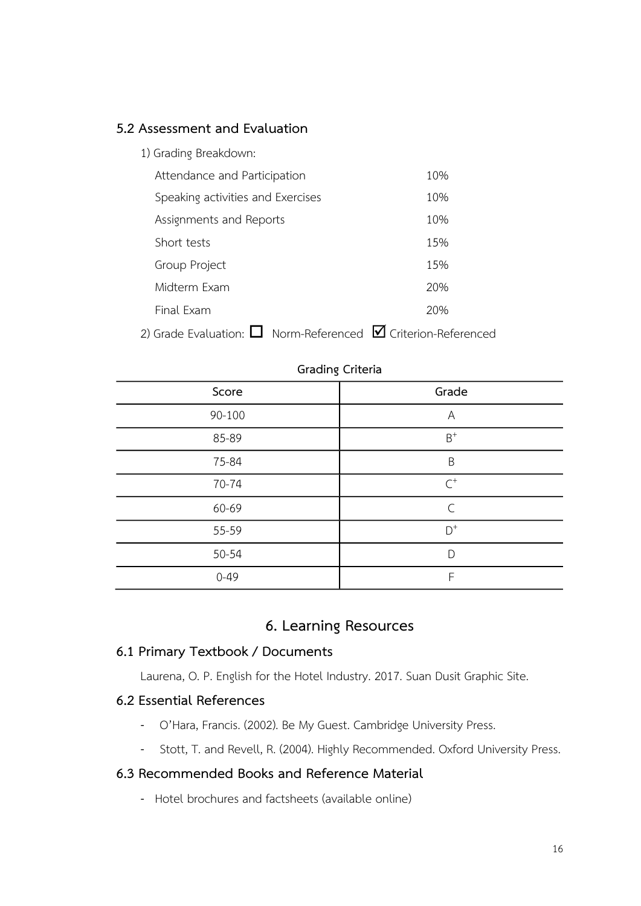### 5.2 Assessment and Evaluation

1) Grading Breakdown:

| | |
|---|---|
| Attendance and Participation | 10% |
| Speaking activities and Exercises | 10% |
| Assignments and Reports | 10% |
| Short tests | 15% |
| Group Project | 15% |
| Midterm Exam | 20% |
| Final Exam | 20% |

2) Grade Evaluation: ☐ Norm-Referenced ☑ Criterion-Referenced

**Grading Criteria**

| Score | Grade |
|---|---|
| 90-100 | A |
| 85-89 | B+ |
| 75-84 | B |
| 70-74 | C+ |
| 60-69 | C |
| 55-59 | D+ |
| 50-54 | D |
| 0-49 | F |

## 6. Learning Resources

### 6.1 Primary Textbook / Documents

Laurena, O. P. English for the Hotel Industry. 2017. Suan Dusit Graphic Site.

### 6.2 Essential References

- O'Hara, Francis. (2002). Be My Guest. Cambridge University Press.
- Stott, T. and Revell, R. (2004). Highly Recommended. Oxford University Press.

### 6.3 Recommended Books and Reference Material

- Hotel brochures and factsheets (available online)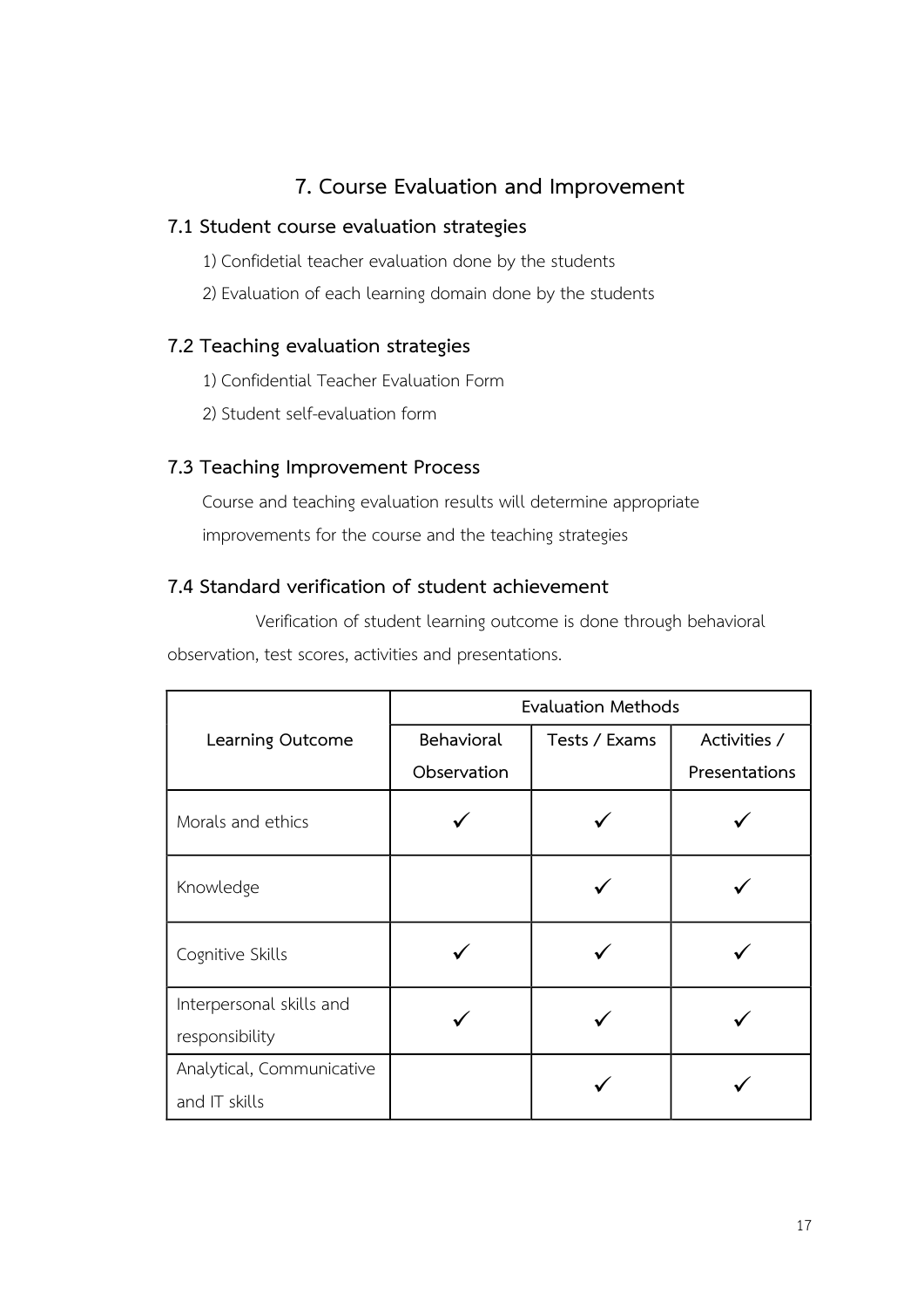## 7. Course Evaluation and Improvement

### 7.1 Student course evaluation strategies

1) Confidetial teacher evaluation done by the students
2) Evaluation of each learning domain done by the students

### 7.2 Teaching evaluation strategies

1) Confidential Teacher Evaluation Form
2) Student self-evaluation form

### 7.3 Teaching Improvement Process

Course and teaching evaluation results will determine appropriate improvements for the course and the teaching strategies

### 7.4 Standard verification of student achievement

Verification of student learning outcome is done through behavioral observation, test scores, activities and presentations.

| Learning Outcome | Evaluation Methods | | |
|---|---|---|---|
| | Behavioral Observation | Tests / Exams | Activities / Presentations |
| Morals and ethics | ✓ | ✓ | ✓ |
| Knowledge | | ✓ | ✓ |
| Cognitive Skills | ✓ | ✓ | ✓ |
| Interpersonal skills and responsibility | ✓ | ✓ | ✓ |
| Analytical, Communicative and IT skills | | ✓ | ✓ |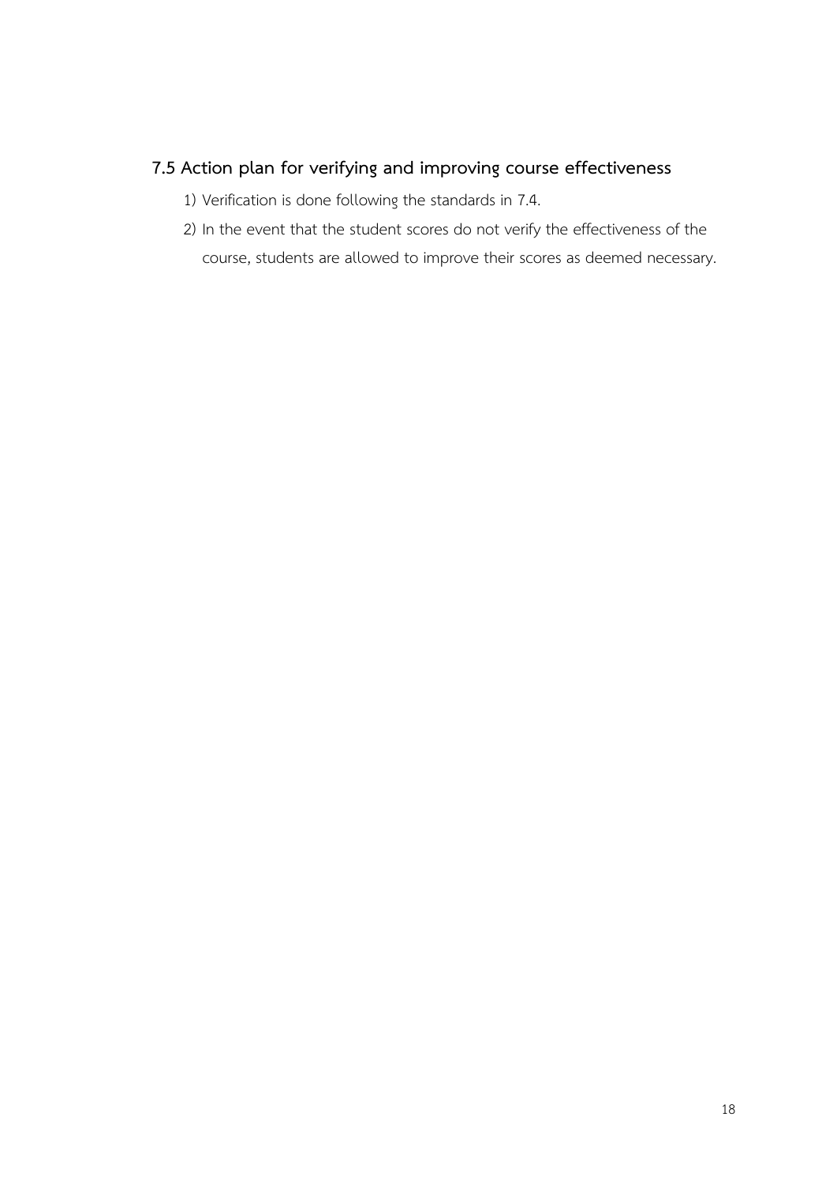### 7.5 Action plan for verifying and improving course effectiveness

1) Verification is done following the standards in 7.4.
2) In the event that the student scores do not verify the effectiveness of the course, students are allowed to improve their scores as deemed necessary.